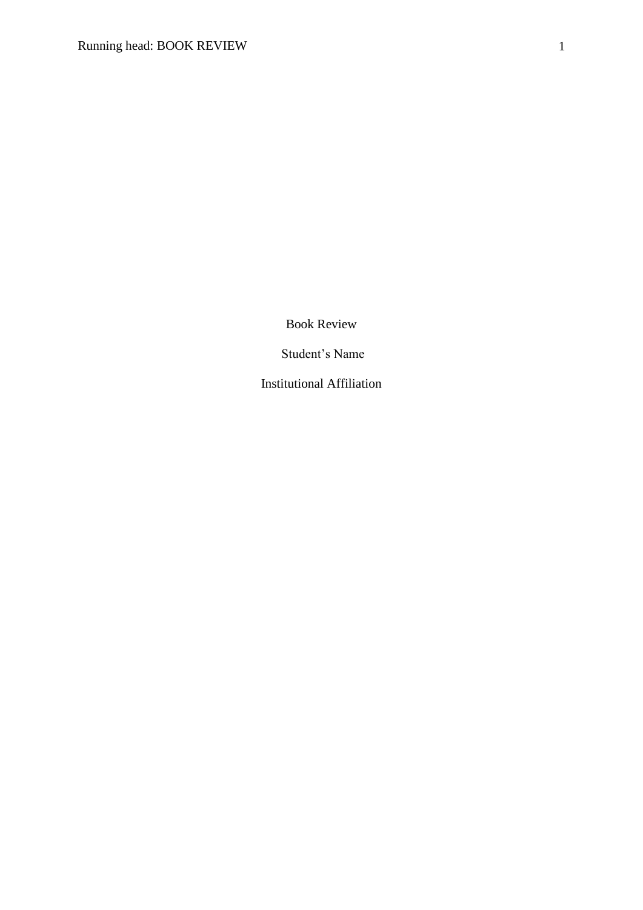Book Review

Student’s Name

Institutional Affiliation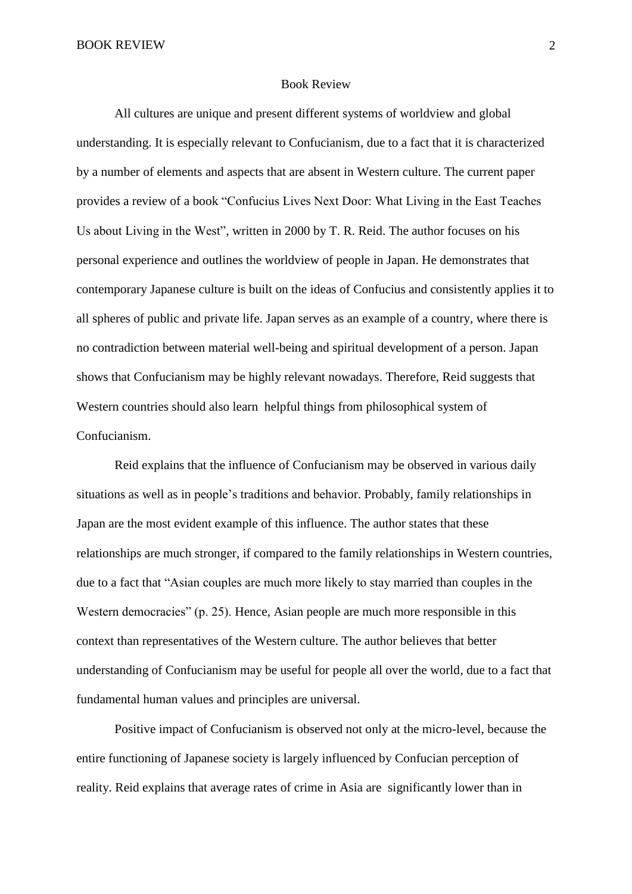# Book Review

All cultures are unique and present different systems of worldview and global understanding. It is especially relevant to Confucianism, due to a fact that it is characterized by a number of elements and aspects that are absent in Western culture. The current paper provides a review of a book "Confucius Lives Next Door: What Living in the East Teaches Us about Living in the West", written in 2000 by T. R. Reid. The author focuses on his personal experience and outlines the worldview of people in Japan. He demonstrates that contemporary Japanese culture is built on the ideas of Confucius and consistently applies it to all spheres of public and private life. Japan serves as an example of a country, where there is no contradiction between material well-being and spiritual development of a person. Japan shows that Confucianism may be highly relevant nowadays. Therefore, Reid suggests that Western countries should also learn helpful things from philosophical system of Confucianism.

Reid explains that the influence of Confucianism may be observed in various daily situations as well as in people's traditions and behavior. Probably, family relationships in Japan are the most evident example of this influence. The author states that these relationships are much stronger, if compared to the family relationships in Western countries, due to a fact that "Asian couples are much more likely to stay married than couples in the Western democracies" (p. 25). Hence, Asian people are much more responsible in this context than representatives of the Western culture. The author believes that better understanding of Confucianism may be useful for people all over the world, due to a fact that fundamental human values and principles are universal.

Positive impact of Confucianism is observed not only at the micro-level, because the entire functioning of Japanese society is largely influenced by Confucian perception of reality. Reid explains that average rates of crime in Asia are significantly lower than in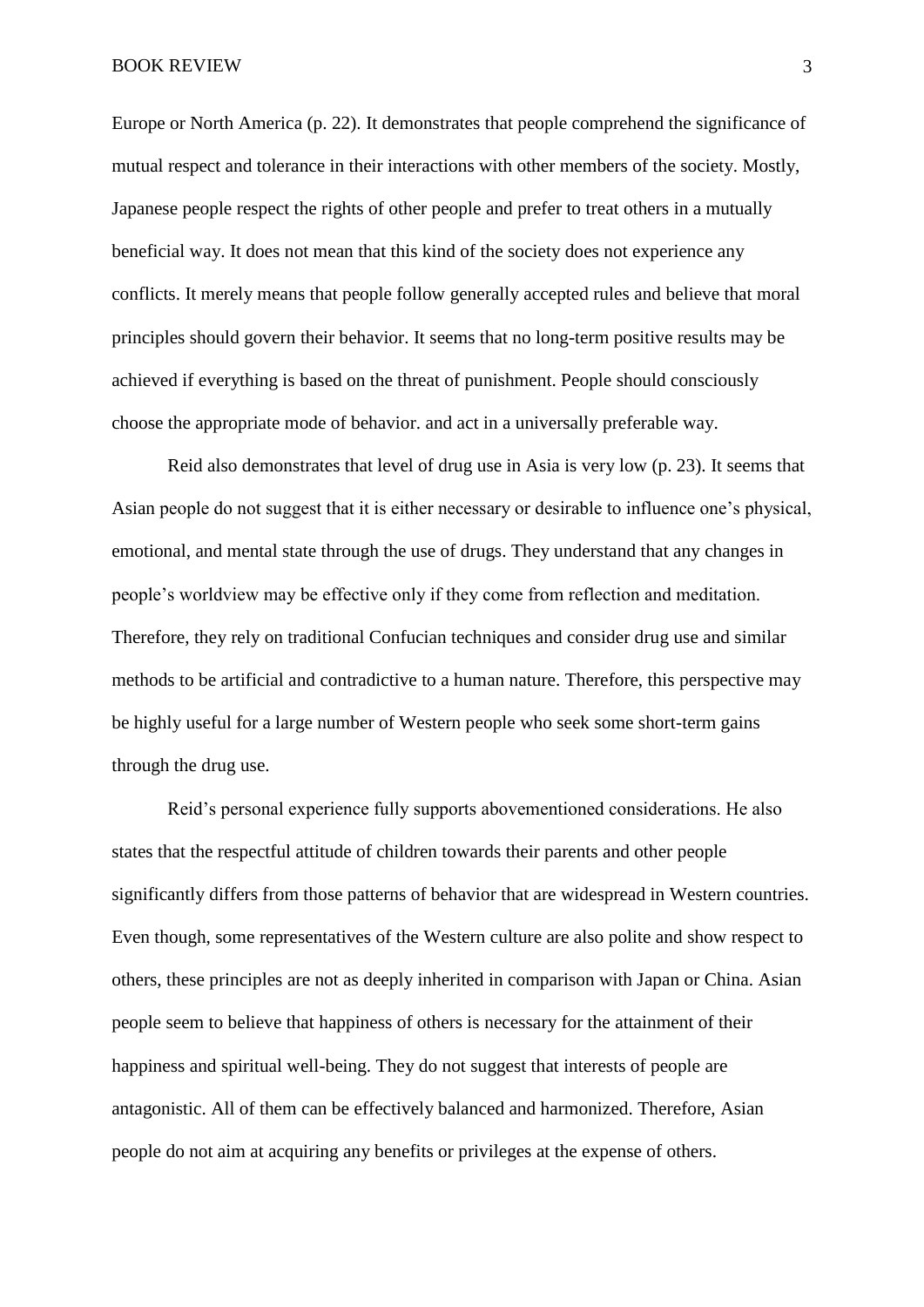Europe or North America (p. 22). It demonstrates that people comprehend the significance of mutual respect and tolerance in their interactions with other members of the society. Mostly, Japanese people respect the rights of other people and prefer to treat others in a mutually beneficial way. It does not mean that this kind of the society does not experience any conflicts. It merely means that people follow generally accepted rules and believe that moral principles should govern their behavior. It seems that no long-term positive results may be achieved if everything is based on the threat of punishment. People should consciously choose the appropriate mode of behavior. and act in a universally preferable way.

Reid also demonstrates that level of drug use in Asia is very low (p. 23). It seems that Asian people do not suggest that it is either necessary or desirable to influence one's physical, emotional, and mental state through the use of drugs. They understand that any changes in people's worldview may be effective only if they come from reflection and meditation. Therefore, they rely on traditional Confucian techniques and consider drug use and similar methods to be artificial and contradictive to a human nature. Therefore, this perspective may be highly useful for a large number of Western people who seek some short-term gains through the drug use.

Reid's personal experience fully supports abovementioned considerations. He also states that the respectful attitude of children towards their parents and other people significantly differs from those patterns of behavior that are widespread in Western countries. Even though, some representatives of the Western culture are also polite and show respect to others, these principles are not as deeply inherited in comparison with Japan or China. Asian people seem to believe that happiness of others is necessary for the attainment of their happiness and spiritual well-being. They do not suggest that interests of people are antagonistic. All of them can be effectively balanced and harmonized. Therefore, Asian people do not aim at acquiring any benefits or privileges at the expense of others.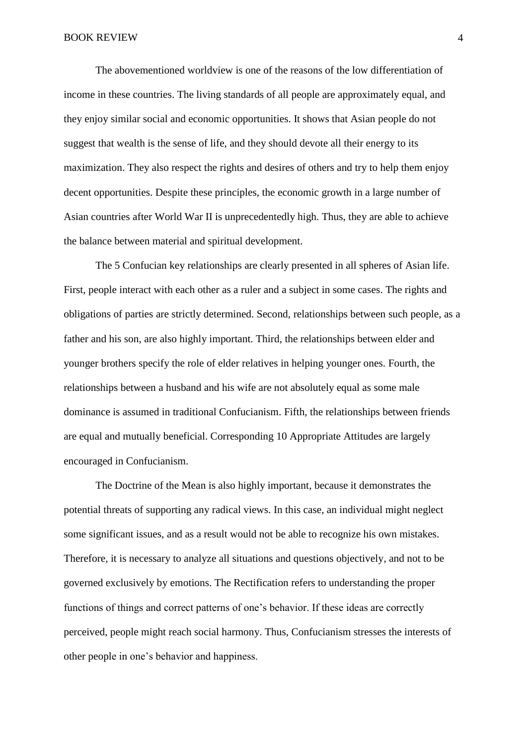The abovementioned worldview is one of the reasons of the low differentiation of income in these countries. The living standards of all people are approximately equal, and they enjoy similar social and economic opportunities. It shows that Asian people do not suggest that wealth is the sense of life, and they should devote all their energy to its maximization. They also respect the rights and desires of others and try to help them enjoy decent opportunities. Despite these principles, the economic growth in a large number of Asian countries after World War II is unprecedentedly high. Thus, they are able to achieve the balance between material and spiritual development.

The 5 Confucian key relationships are clearly presented in all spheres of Asian life. First, people interact with each other as a ruler and a subject in some cases. The rights and obligations of parties are strictly determined. Second, relationships between such people, as a father and his son, are also highly important. Third, the relationships between elder and younger brothers specify the role of elder relatives in helping younger ones. Fourth, the relationships between a husband and his wife are not absolutely equal as some male dominance is assumed in traditional Confucianism. Fifth, the relationships between friends are equal and mutually beneficial. Corresponding 10 Appropriate Attitudes are largely encouraged in Confucianism.

The Doctrine of the Mean is also highly important, because it demonstrates the potential threats of supporting any radical views. In this case, an individual might neglect some significant issues, and as a result would not be able to recognize his own mistakes. Therefore, it is necessary to analyze all situations and questions objectively, and not to be governed exclusively by emotions. The Rectification refers to understanding the proper functions of things and correct patterns of one's behavior. If these ideas are correctly perceived, people might reach social harmony. Thus, Confucianism stresses the interests of other people in one's behavior and happiness.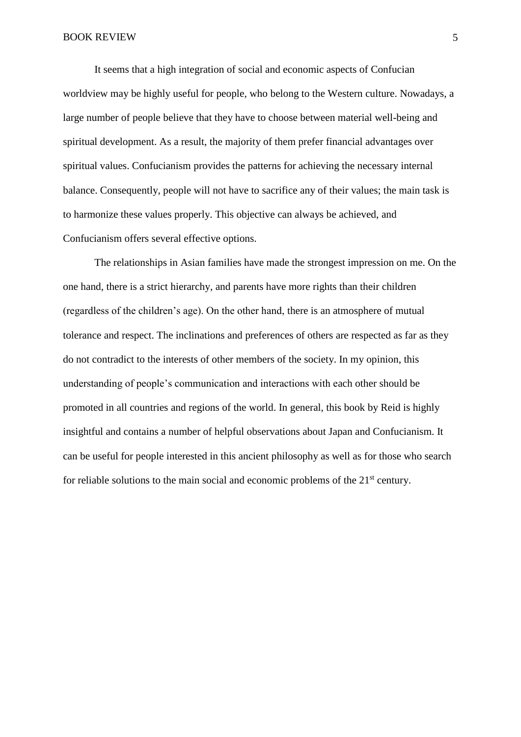It seems that a high integration of social and economic aspects of Confucian worldview may be highly useful for people, who belong to the Western culture. Nowadays, a large number of people believe that they have to choose between material well-being and spiritual development. As a result, the majority of them prefer financial advantages over spiritual values. Confucianism provides the patterns for achieving the necessary internal balance. Consequently, people will not have to sacrifice any of their values; the main task is to harmonize these values properly. This objective can always be achieved, and Confucianism offers several effective options.

The relationships in Asian families have made the strongest impression on me. On the one hand, there is a strict hierarchy, and parents have more rights than their children (regardless of the children's age). On the other hand, there is an atmosphere of mutual tolerance and respect. The inclinations and preferences of others are respected as far as they do not contradict to the interests of other members of the society. In my opinion, this understanding of people's communication and interactions with each other should be promoted in all countries and regions of the world. In general, this book by Reid is highly insightful and contains a number of helpful observations about Japan and Confucianism. It can be useful for people interested in this ancient philosophy as well as for those who search for reliable solutions to the main social and economic problems of the 21st century.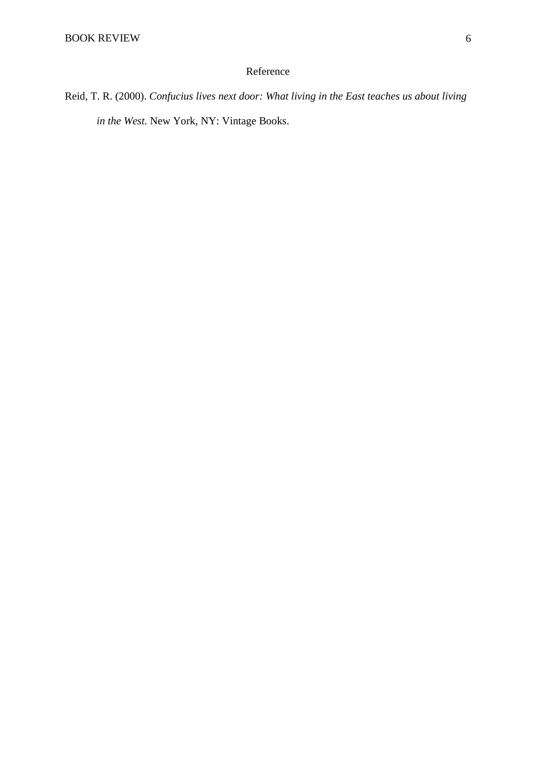# Reference

Reid, T. R. (2000). *Confucius lives next door: What living in the East teaches us about living in the West.* New York, NY: Vintage Books.